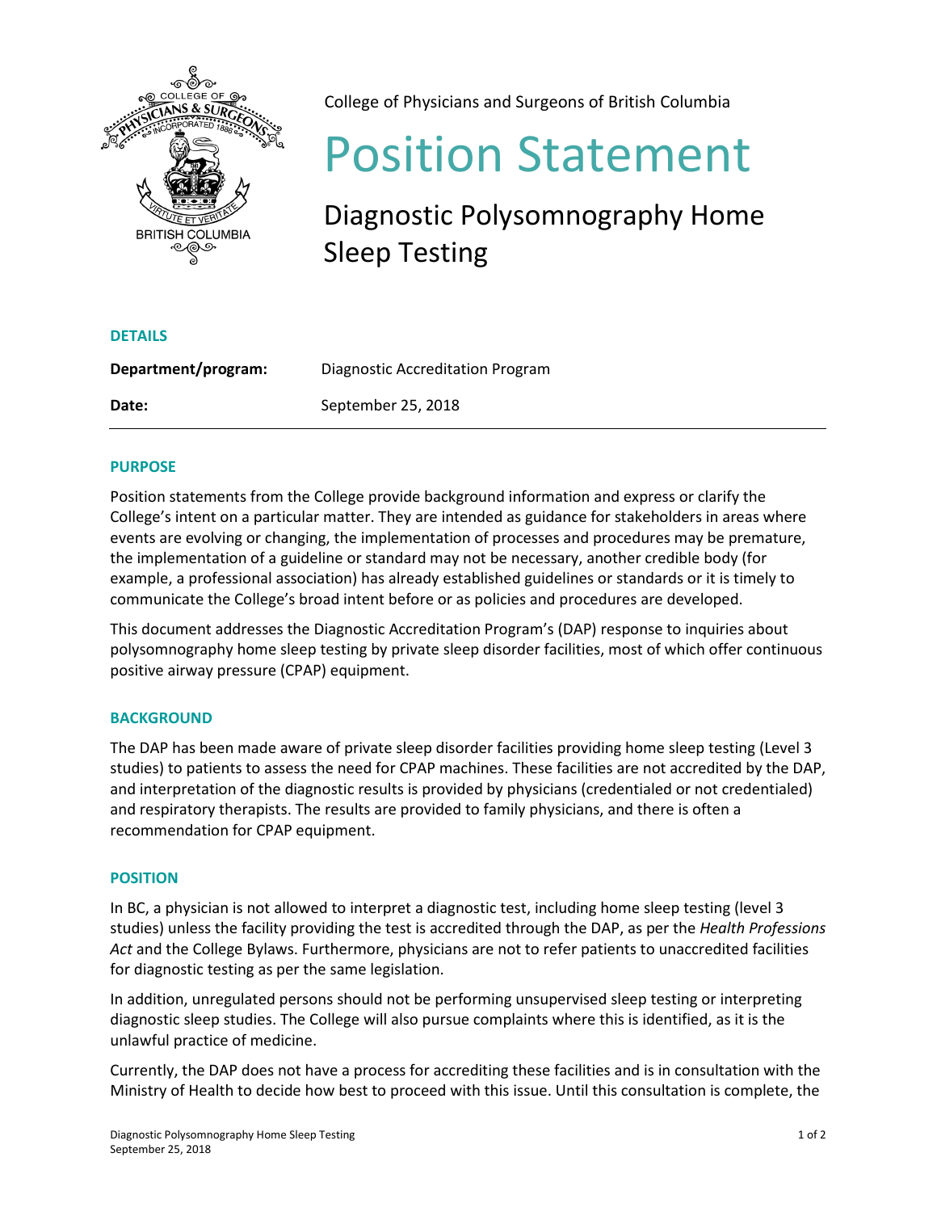College of Physicians and Surgeons of British Columbia

# Position Statement

## Diagnostic Polysomnography Home Sleep Testing

### DETAILS

| | |
|---|---|
| **Department/program:** | Diagnostic Accreditation Program |
| **Date:** | September 25, 2018 |

### PURPOSE

Position statements from the College provide background information and express or clarify the College's intent on a particular matter. They are intended as guidance for stakeholders in areas where events are evolving or changing, the implementation of processes and procedures may be premature, the implementation of a guideline or standard may not be necessary, another credible body (for example, a professional association) has already established guidelines or standards or it is timely to communicate the College's broad intent before or as policies and procedures are developed.

This document addresses the Diagnostic Accreditation Program's (DAP) response to inquiries about polysomnography home sleep testing by private sleep disorder facilities, most of which offer continuous positive airway pressure (CPAP) equipment.

### BACKGROUND

The DAP has been made aware of private sleep disorder facilities providing home sleep testing (Level 3 studies) to patients to assess the need for CPAP machines. These facilities are not accredited by the DAP, and interpretation of the diagnostic results is provided by physicians (credentialed or not credentialed) and respiratory therapists. The results are provided to family physicians, and there is often a recommendation for CPAP equipment.

### POSITION

In BC, a physician is not allowed to interpret a diagnostic test, including home sleep testing (level 3 studies) unless the facility providing the test is accredited through the DAP, as per the *Health Professions Act* and the College Bylaws. Furthermore, physicians are not to refer patients to unaccredited facilities for diagnostic testing as per the same legislation.

In addition, unregulated persons should not be performing unsupervised sleep testing or interpreting diagnostic sleep studies. The College will also pursue complaints where this is identified, as it is the unlawful practice of medicine.

Currently, the DAP does not have a process for accrediting these facilities and is in consultation with the Ministry of Health to decide how best to proceed with this issue. Until this consultation is complete, the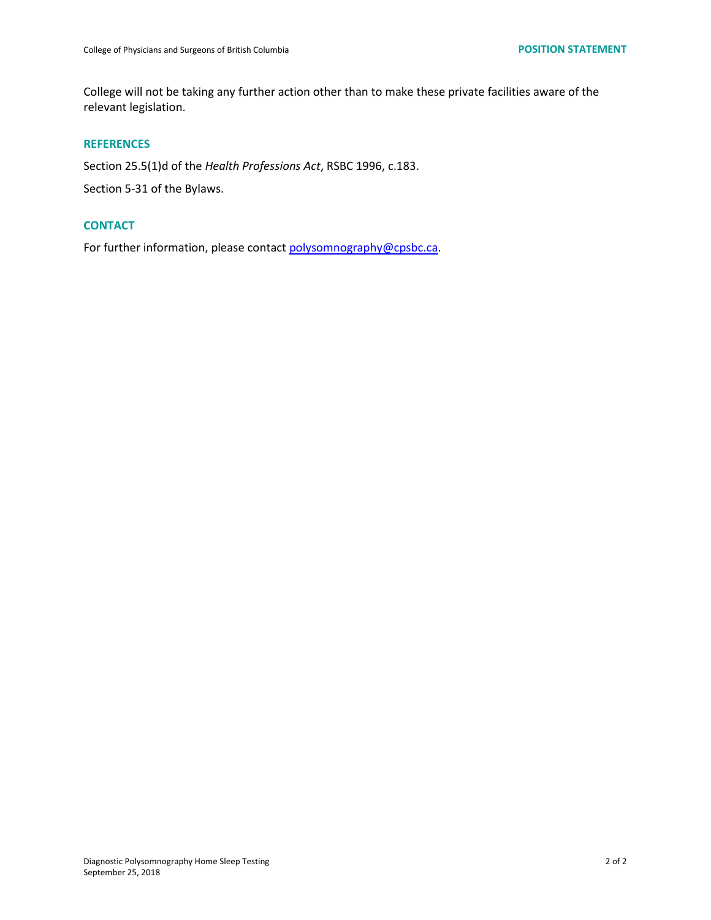College will not be taking any further action other than to make these private facilities aware of the relevant legislation.

## REFERENCES

Section 25.5(1)d of the *Health Professions Act*, RSBC 1996, c.183.

Section 5-31 of the Bylaws.

## CONTACT

For further information, please contact [polysomnography@cpsbc.ca](mailto:polysomnography@cpsbc.ca).